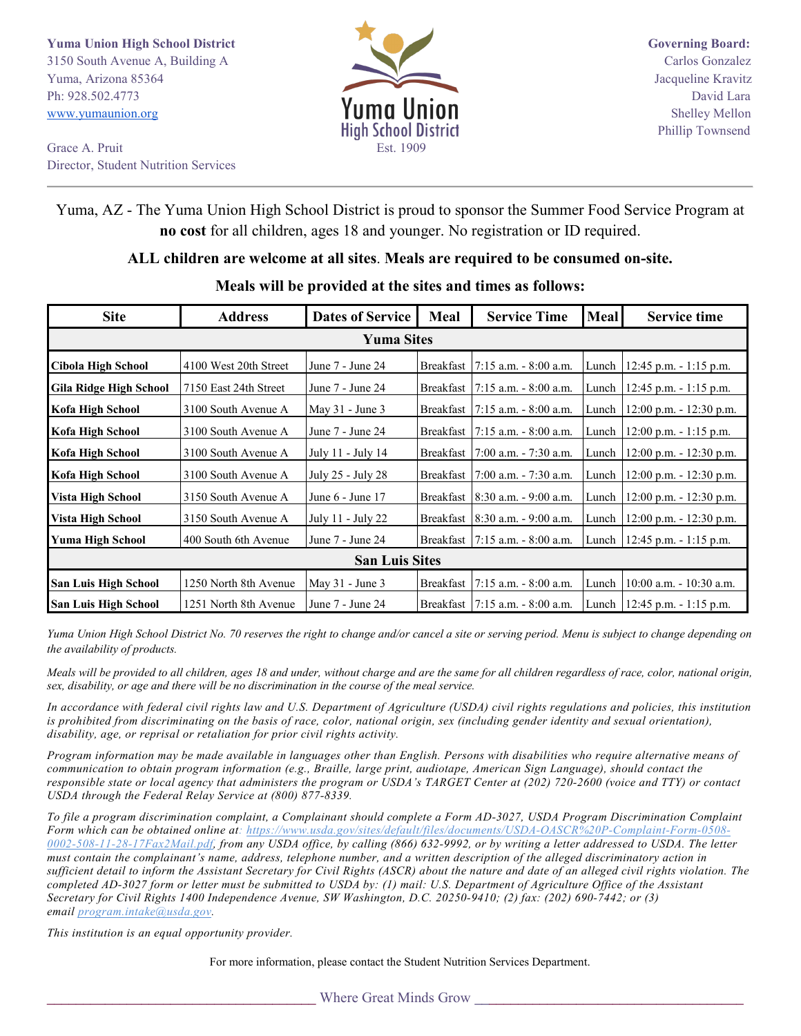**Yuma Union High School District**
3150 South Avenue A, Building A
Yuma, Arizona 85364
Ph: 928.502.4773
[www.yumaunion.org](http://www.yumaunion.org)

Grace A. Pruit
Director, Student Nutrition Services

Yuma Union
High School District
Est. 1909

**Governing Board:**
Carlos Gonzalez
Jacqueline Kravitz
David Lara
Shelley Mellon
Phillip Townsend

---

Yuma, AZ - The Yuma Union High School District is proud to sponsor the Summer Food Service Program at **no cost** for all children, ages 18 and younger. No registration or ID required.

**ALL children are welcome at all sites**. **Meals are required to be consumed on-site.**

**Meals will be provided at the sites and times as follows:**

| Site | Address | Dates of Service | Meal | Service Time | Meal | Service time |
|---|---|---|---|---|---|---|
| **Yuma Sites** | | | | | | |
| **Cibola High School** | 4100 West 20th Street | June 7 - June 24 | Breakfast | 7:15 a.m. - 8:00 a.m. | Lunch | 12:45 p.m. - 1:15 p.m. |
| **Gila Ridge High School** | 7150 East 24th Street | June 7 - June 24 | Breakfast | 7:15 a.m. - 8:00 a.m. | Lunch | 12:45 p.m. - 1:15 p.m. |
| **Kofa High School** | 3100 South Avenue A | May 31 - June 3 | Breakfast | 7:15 a.m. - 8:00 a.m. | Lunch | 12:00 p.m. - 12:30 p.m. |
| **Kofa High School** | 3100 South Avenue A | June 7 - June 24 | Breakfast | 7:15 a.m. - 8:00 a.m. | Lunch | 12:00 p.m. - 1:15 p.m. |
| **Kofa High School** | 3100 South Avenue A | July 11 - July 14 | Breakfast | 7:00 a.m. - 7:30 a.m. | Lunch | 12:00 p.m. - 12:30 p.m. |
| **Kofa High School** | 3100 South Avenue A | July 25 - July 28 | Breakfast | 7:00 a.m. - 7:30 a.m. | Lunch | 12:00 p.m. - 12:30 p.m. |
| **Vista High School** | 3150 South Avenue A | June 6 - June 17 | Breakfast | 8:30 a.m. - 9:00 a.m. | Lunch | 12:00 p.m. - 12:30 p.m. |
| **Vista High School** | 3150 South Avenue A | July 11 - July 22 | Breakfast | 8:30 a.m. - 9:00 a.m. | Lunch | 12:00 p.m. - 12:30 p.m. |
| **Yuma High School** | 400 South 6th Avenue | June 7 - June 24 | Breakfast | 7:15 a.m. - 8:00 a.m. | Lunch | 12:45 p.m. - 1:15 p.m. |
| **San Luis Sites** | | | | | | |
| **San Luis High School** | 1250 North 8th Avenue | May 31 - June 3 | Breakfast | 7:15 a.m. - 8:00 a.m. | Lunch | 10:00 a.m. - 10:30 a.m. |
| **San Luis High School** | 1251 North 8th Avenue | June 7 - June 24 | Breakfast | 7:15 a.m. - 8:00 a.m. | Lunch | 12:45 p.m. - 1:15 p.m. |

*Yuma Union High School District No. 70 reserves the right to change and/or cancel a site or serving period. Menu is subject to change depending on the availability of products.*

*Meals will be provided to all children, ages 18 and under, without charge and are the same for all children regardless of race, color, national origin, sex, disability, or age and there will be no discrimination in the course of the meal service.*

*In accordance with federal civil rights law and U.S. Department of Agriculture (USDA) civil rights regulations and policies, this institution is prohibited from discriminating on the basis of race, color, national origin, sex (including gender identity and sexual orientation), disability, age, or reprisal or retaliation for prior civil rights activity.*

*Program information may be made available in languages other than English. Persons with disabilities who require alternative means of communication to obtain program information (e.g., Braille, large print, audiotape, American Sign Language), should contact the responsible state or local agency that administers the program or USDA's TARGET Center at (202) 720-2600 (voice and TTY) or contact USDA through the Federal Relay Service at (800) 877-8339.*

*To file a program discrimination complaint, a Complainant should complete a Form AD-3027, USDA Program Discrimination Complaint Form which can be obtained online at: [https://www.usda.gov/sites/default/files/documents/USDA-OASCR%20P-Complaint-Form-0508-0002-508-11-28-17Fax2Mail.pdf](https://www.usda.gov/sites/default/files/documents/USDA-OASCR%20P-Complaint-Form-0508-0002-508-11-28-17Fax2Mail.pdf), from any USDA office, by calling (866) 632-9992, or by writing a letter addressed to USDA. The letter must contain the complainant's name, address, telephone number, and a written description of the alleged discriminatory action in sufficient detail to inform the Assistant Secretary for Civil Rights (ASCR) about the nature and date of an alleged civil rights violation. The completed AD-3027 form or letter must be submitted to USDA by: (1) mail: U.S. Department of Agriculture Office of the Assistant Secretary for Civil Rights 1400 Independence Avenue, SW Washington, D.C. 20250-9410; (2) fax: (202) 690-7442; or (3) email [program.intake@usda.gov](mailto:program.intake@usda.gov).*

*This institution is an equal opportunity provider.*

For more information, please contact the Student Nutrition Services Department.

Where Great Minds Grow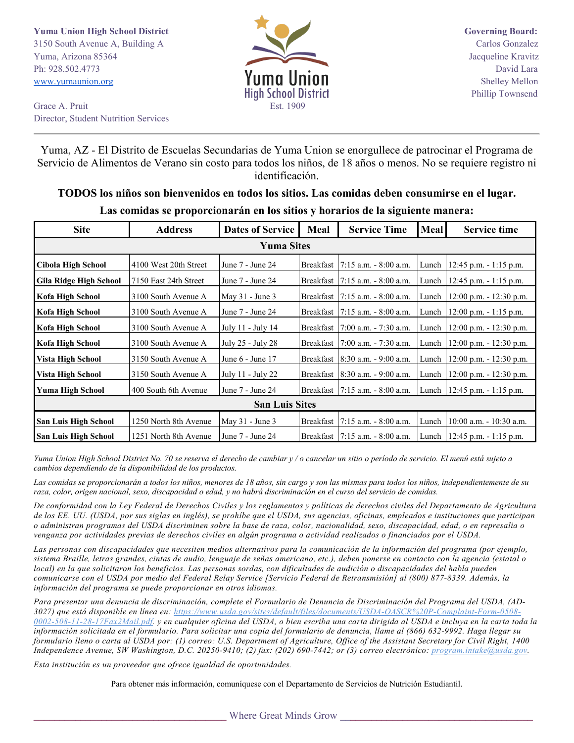Yuma Union High School District
3150 South Avenue A, Building A
Yuma, Arizona 85364
Ph: 928.502.4773
www.yumaunion.org

Grace A. Pruit
Director, Student Nutrition Services

Yuma Union
High School District
Est. 1909

**Governing Board:**
Carlos Gonzalez
Jacqueline Kravitz
David Lara
Shelley Mellon
Phillip Townsend

---

Yuma, AZ - El Distrito de Escuelas Secundarias de Yuma Union se enorgullece de patrocinar el Programa de Servicio de Alimentos de Verano sin costo para todos los niños, de 18 años o menos. No se requiere registro ni identificación.

**TODOS los niños son bienvenidos en todos los sitios. Las comidas deben consumirse en el lugar.**

**Las comidas se proporcionarán en los sitios y horarios de la siguiente manera:**

| Site | Address | Dates of Service | Meal | Service Time | Meal | Service time |
|---|---|---|---|---|---|---|
| **Yuma Sites** | | | | | | |
| **Cibola High School** | 4100 West 20th Street | June 7 - June 24 | Breakfast | 7:15 a.m. - 8:00 a.m. | Lunch | 12:45 p.m. - 1:15 p.m. |
| **Gila Ridge High School** | 7150 East 24th Street | June 7 - June 24 | Breakfast | 7:15 a.m. - 8:00 a.m. | Lunch | 12:45 p.m. - 1:15 p.m. |
| **Kofa High School** | 3100 South Avenue A | May 31 - June 3 | Breakfast | 7:15 a.m. - 8:00 a.m. | Lunch | 12:00 p.m. - 12:30 p.m. |
| **Kofa High School** | 3100 South Avenue A | June 7 - June 24 | Breakfast | 7:15 a.m. - 8:00 a.m. | Lunch | 12:00 p.m. - 1:15 p.m. |
| **Kofa High School** | 3100 South Avenue A | July 11 - July 14 | Breakfast | 7:00 a.m. - 7:30 a.m. | Lunch | 12:00 p.m. - 12:30 p.m. |
| **Kofa High School** | 3100 South Avenue A | July 25 - July 28 | Breakfast | 7:00 a.m. - 7:30 a.m. | Lunch | 12:00 p.m. - 12:30 p.m. |
| **Vista High School** | 3150 South Avenue A | June 6 - June 17 | Breakfast | 8:30 a.m. - 9:00 a.m. | Lunch | 12:00 p.m. - 12:30 p.m. |
| **Vista High School** | 3150 South Avenue A | July 11 - July 22 | Breakfast | 8:30 a.m. - 9:00 a.m. | Lunch | 12:00 p.m. - 12:30 p.m. |
| **Yuma High School** | 400 South 6th Avenue | June 7 - June 24 | Breakfast | 7:15 a.m. - 8:00 a.m. | Lunch | 12:45 p.m. - 1:15 p.m. |
| **San Luis Sites** | | | | | | |
| **San Luis High School** | 1250 North 8th Avenue | May 31 - June 3 | Breakfast | 7:15 a.m. - 8:00 a.m. | Lunch | 10:00 a.m. - 10:30 a.m. |
| **San Luis High School** | 1251 North 8th Avenue | June 7 - June 24 | Breakfast | 7:15 a.m. - 8:00 a.m. | Lunch | 12:45 p.m. - 1:15 p.m. |

*Yuma Union High School District No. 70 se reserva el derecho de cambiar y / o cancelar un sitio o período de servicio. El menú está sujeto a cambios dependiendo de la disponibilidad de los productos.*

*Las comidas se proporcionarán a todos los niños, menores de 18 años, sin cargo y son las mismas para todos los niños, independientemente de su raza, color, origen nacional, sexo, discapacidad o edad, y no habrá discriminación en el curso del servicio de comidas.*

*De conformidad con la Ley Federal de Derechos Civiles y los reglamentos y políticas de derechos civiles del Departamento de Agricultura de los EE. UU. (USDA, por sus siglas en inglés), se prohíbe que el USDA, sus agencias, oficinas, empleados e instituciones que participan o administran programas del USDA discriminen sobre la base de raza, color, nacionalidad, sexo, discapacidad, edad, o en represalia o venganza por actividades previas de derechos civiles en algún programa o actividad realizados o financiados por el USDA.*

*Las personas con discapacidades que necesiten medios alternativos para la comunicación de la información del programa (por ejemplo, sistema Braille, letras grandes, cintas de audio, lenguaje de señas americano, etc.), deben ponerse en contacto con la agencia (estatal o local) en la que solicitaron los beneficios. Las personas sordas, con dificultades de audición o discapacidades del habla pueden comunicarse con el USDA por medio del Federal Relay Service [Servicio Federal de Retransmisión] al (800) 877-8339. Además, la información del programa se puede proporcionar en otros idiomas.*

*Para presentar una denuncia de discriminación, complete el Formulario de Denuncia de Discriminación del Programa del USDA, (AD-3027) que está disponible en línea en: https://www.usda.gov/sites/default/files/documents/USDA-OASCR%20P-Complaint-Form-0508-0002-508-11-28-17Fax2Mail.pdf. y en cualquier oficina del USDA, o bien escriba una carta dirigida al USDA e incluya en la carta toda la información solicitada en el formulario. Para solicitar una copia del formulario de denuncia, llame al (866) 632-9992. Haga llegar su formulario lleno o carta al USDA por: (1) correo: U.S. Department of Agriculture, Office of the Assistant Secretary for Civil Right, 1400 Independence Avenue, SW Washington, D.C. 20250-9410; (2) fax: (202) 690-7442; or (3) correo electrónico: program.intake@usda.gov.*

*Esta institución es un proveedor que ofrece igualdad de oportunidades.*

Para obtener más información, comuníquese con el Departamento de Servicios de Nutrición Estudiantil.

Where Great Minds Grow